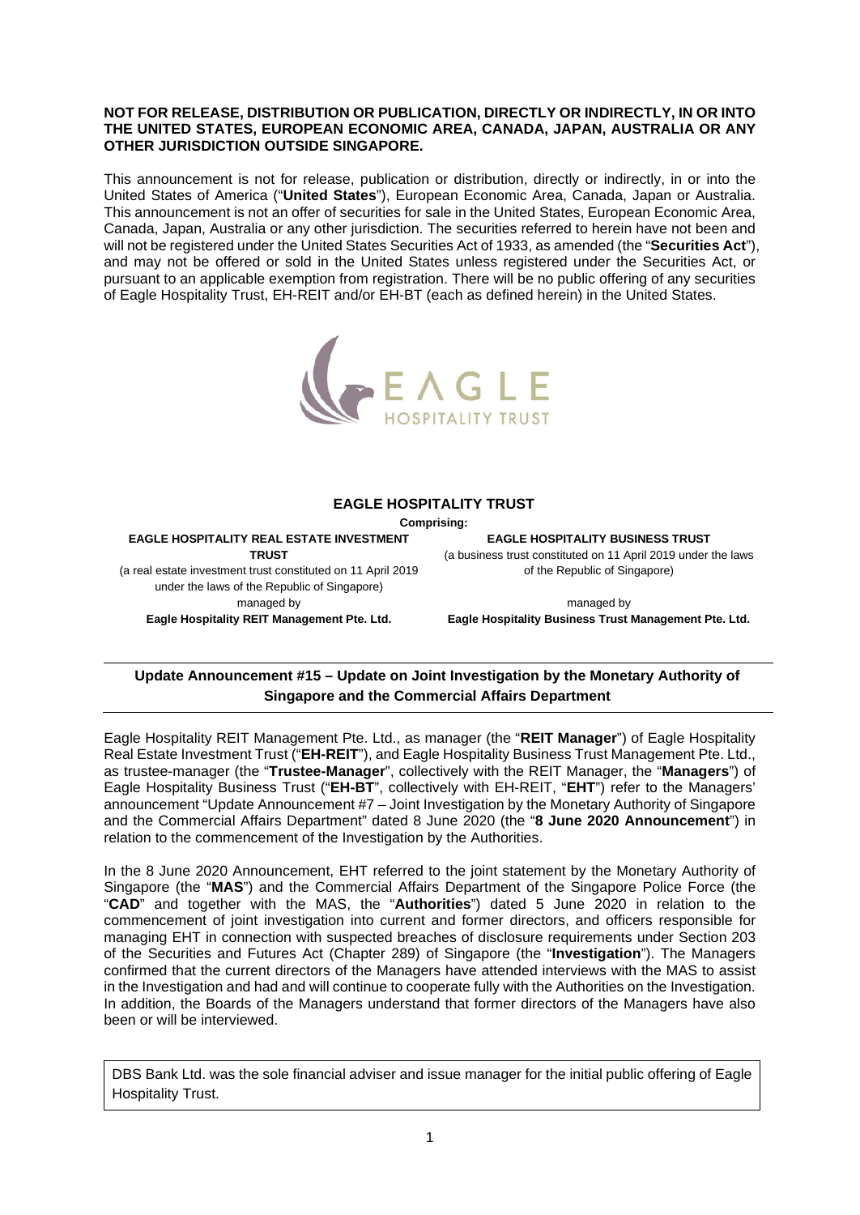**NOT FOR RELEASE, DISTRIBUTION OR PUBLICATION, DIRECTLY OR INDIRECTLY, IN OR INTO THE UNITED STATES, EUROPEAN ECONOMIC AREA, CANADA, JAPAN, AUSTRALIA OR ANY OTHER JURISDICTION OUTSIDE SINGAPORE.**

This announcement is not for release, publication or distribution, directly or indirectly, in or into the United States of America ("**United States**"), European Economic Area, Canada, Japan or Australia. This announcement is not an offer of securities for sale in the United States, European Economic Area, Canada, Japan, Australia or any other jurisdiction. The securities referred to herein have not been and will not be registered under the United States Securities Act of 1933, as amended (the "**Securities Act**"), and may not be offered or sold in the United States unless registered under the Securities Act, or pursuant to an applicable exemption from registration. There will be no public offering of any securities of Eagle Hospitality Trust, EH-REIT and/or EH-BT (each as defined herein) in the United States.

EAGLE HOSPITALITY TRUST

**EAGLE HOSPITALITY TRUST**

**Comprising:**

**EAGLE HOSPITALITY REAL ESTATE INVESTMENT TRUST**
(a real estate investment trust constituted on 11 April 2019 under the laws of the Republic of Singapore)
managed by
**Eagle Hospitality REIT Management Pte. Ltd.**

**EAGLE HOSPITALITY BUSINESS TRUST**
(a business trust constituted on 11 April 2019 under the laws of the Republic of Singapore)
managed by
**Eagle Hospitality Business Trust Management Pte. Ltd.**

## Update Announcement #15 – Update on Joint Investigation by the Monetary Authority of Singapore and the Commercial Affairs Department

Eagle Hospitality REIT Management Pte. Ltd., as manager (the "**REIT Manager**") of Eagle Hospitality Real Estate Investment Trust ("**EH-REIT**"), and Eagle Hospitality Business Trust Management Pte. Ltd., as trustee-manager (the "**Trustee-Manager**", collectively with the REIT Manager, the "**Managers**") of Eagle Hospitality Business Trust ("**EH-BT**", collectively with EH-REIT, "**EHT**") refer to the Managers' announcement "Update Announcement #7 – Joint Investigation by the Monetary Authority of Singapore and the Commercial Affairs Department" dated 8 June 2020 (the "**8 June 2020 Announcement**") in relation to the commencement of the Investigation by the Authorities.

In the 8 June 2020 Announcement, EHT referred to the joint statement by the Monetary Authority of Singapore (the "**MAS**") and the Commercial Affairs Department of the Singapore Police Force (the "**CAD**" and together with the MAS, the "**Authorities**") dated 5 June 2020 in relation to the commencement of joint investigation into current and former directors, and officers responsible for managing EHT in connection with suspected breaches of disclosure requirements under Section 203 of the Securities and Futures Act (Chapter 289) of Singapore (the "**Investigation**"). The Managers confirmed that the current directors of the Managers have attended interviews with the MAS to assist in the Investigation and had and will continue to cooperate fully with the Authorities on the Investigation. In addition, the Boards of the Managers understand that former directors of the Managers have also been or will be interviewed.

DBS Bank Ltd. was the sole financial adviser and issue manager for the initial public offering of Eagle Hospitality Trust.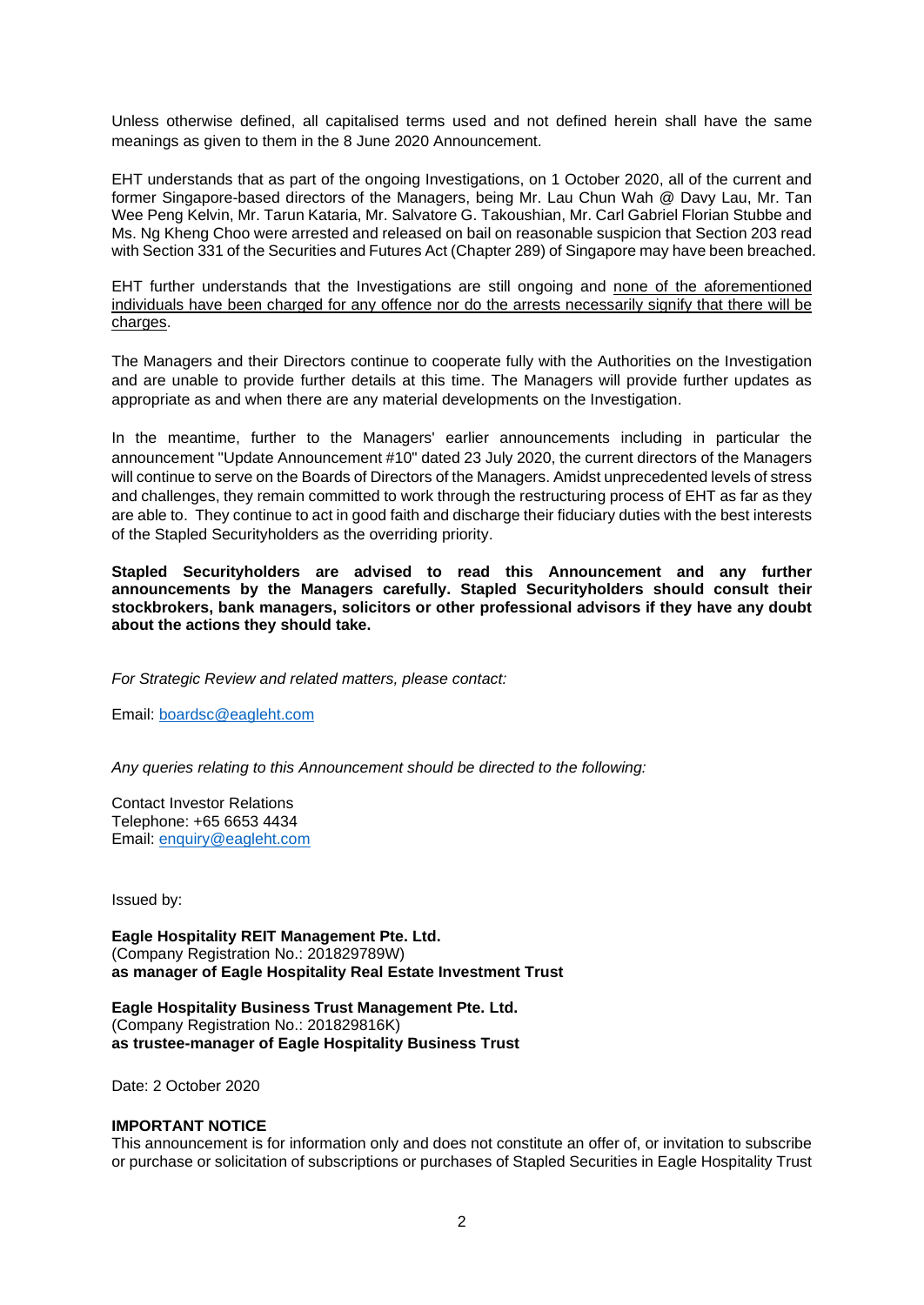Unless otherwise defined, all capitalised terms used and not defined herein shall have the same meanings as given to them in the 8 June 2020 Announcement.

EHT understands that as part of the ongoing Investigations, on 1 October 2020, all of the current and former Singapore-based directors of the Managers, being Mr. Lau Chun Wah @ Davy Lau, Mr. Tan Wee Peng Kelvin, Mr. Tarun Kataria, Mr. Salvatore G. Takoushian, Mr. Carl Gabriel Florian Stubbe and Ms. Ng Kheng Choo were arrested and released on bail on reasonable suspicion that Section 203 read with Section 331 of the Securities and Futures Act (Chapter 289) of Singapore may have been breached.

EHT further understands that the Investigations are still ongoing and none of the aforementioned individuals have been charged for any offence nor do the arrests necessarily signify that there will be charges.

The Managers and their Directors continue to cooperate fully with the Authorities on the Investigation and are unable to provide further details at this time. The Managers will provide further updates as appropriate as and when there are any material developments on the Investigation.

In the meantime, further to the Managers' earlier announcements including in particular the announcement "Update Announcement #10" dated 23 July 2020, the current directors of the Managers will continue to serve on the Boards of Directors of the Managers. Amidst unprecedented levels of stress and challenges, they remain committed to work through the restructuring process of EHT as far as they are able to. They continue to act in good faith and discharge their fiduciary duties with the best interests of the Stapled Securityholders as the overriding priority.

**Stapled Securityholders are advised to read this Announcement and any further announcements by the Managers carefully. Stapled Securityholders should consult their stockbrokers, bank managers, solicitors or other professional advisors if they have any doubt about the actions they should take.**

*For Strategic Review and related matters, please contact:*

Email: boardsc@eagleht.com

*Any queries relating to this Announcement should be directed to the following:*

Contact Investor Relations
Telephone: +65 6653 4434
Email: enquiry@eagleht.com

Issued by:

**Eagle Hospitality REIT Management Pte. Ltd.**
(Company Registration No.: 201829789W)
**as manager of Eagle Hospitality Real Estate Investment Trust**

**Eagle Hospitality Business Trust Management Pte. Ltd.**
(Company Registration No.: 201829816K)
**as trustee-manager of Eagle Hospitality Business Trust**

Date: 2 October 2020

**IMPORTANT NOTICE**
This announcement is for information only and does not constitute an offer of, or invitation to subscribe or purchase or solicitation of subscriptions or purchases of Stapled Securities in Eagle Hospitality Trust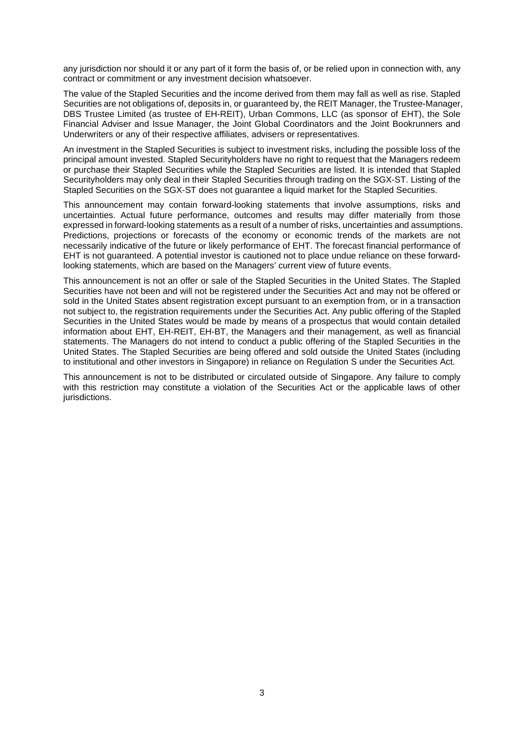any jurisdiction nor should it or any part of it form the basis of, or be relied upon in connection with, any contract or commitment or any investment decision whatsoever.

The value of the Stapled Securities and the income derived from them may fall as well as rise. Stapled Securities are not obligations of, deposits in, or guaranteed by, the REIT Manager, the Trustee-Manager, DBS Trustee Limited (as trustee of EH-REIT), Urban Commons, LLC (as sponsor of EHT), the Sole Financial Adviser and Issue Manager, the Joint Global Coordinators and the Joint Bookrunners and Underwriters or any of their respective affiliates, advisers or representatives.

An investment in the Stapled Securities is subject to investment risks, including the possible loss of the principal amount invested. Stapled Securityholders have no right to request that the Managers redeem or purchase their Stapled Securities while the Stapled Securities are listed. It is intended that Stapled Securityholders may only deal in their Stapled Securities through trading on the SGX-ST. Listing of the Stapled Securities on the SGX-ST does not guarantee a liquid market for the Stapled Securities.

This announcement may contain forward-looking statements that involve assumptions, risks and uncertainties. Actual future performance, outcomes and results may differ materially from those expressed in forward-looking statements as a result of a number of risks, uncertainties and assumptions. Predictions, projections or forecasts of the economy or economic trends of the markets are not necessarily indicative of the future or likely performance of EHT. The forecast financial performance of EHT is not guaranteed. A potential investor is cautioned not to place undue reliance on these forward-looking statements, which are based on the Managers' current view of future events.

This announcement is not an offer or sale of the Stapled Securities in the United States. The Stapled Securities have not been and will not be registered under the Securities Act and may not be offered or sold in the United States absent registration except pursuant to an exemption from, or in a transaction not subject to, the registration requirements under the Securities Act. Any public offering of the Stapled Securities in the United States would be made by means of a prospectus that would contain detailed information about EHT, EH-REIT, EH-BT, the Managers and their management, as well as financial statements. The Managers do not intend to conduct a public offering of the Stapled Securities in the United States. The Stapled Securities are being offered and sold outside the United States (including to institutional and other investors in Singapore) in reliance on Regulation S under the Securities Act.

This announcement is not to be distributed or circulated outside of Singapore. Any failure to comply with this restriction may constitute a violation of the Securities Act or the applicable laws of other jurisdictions.